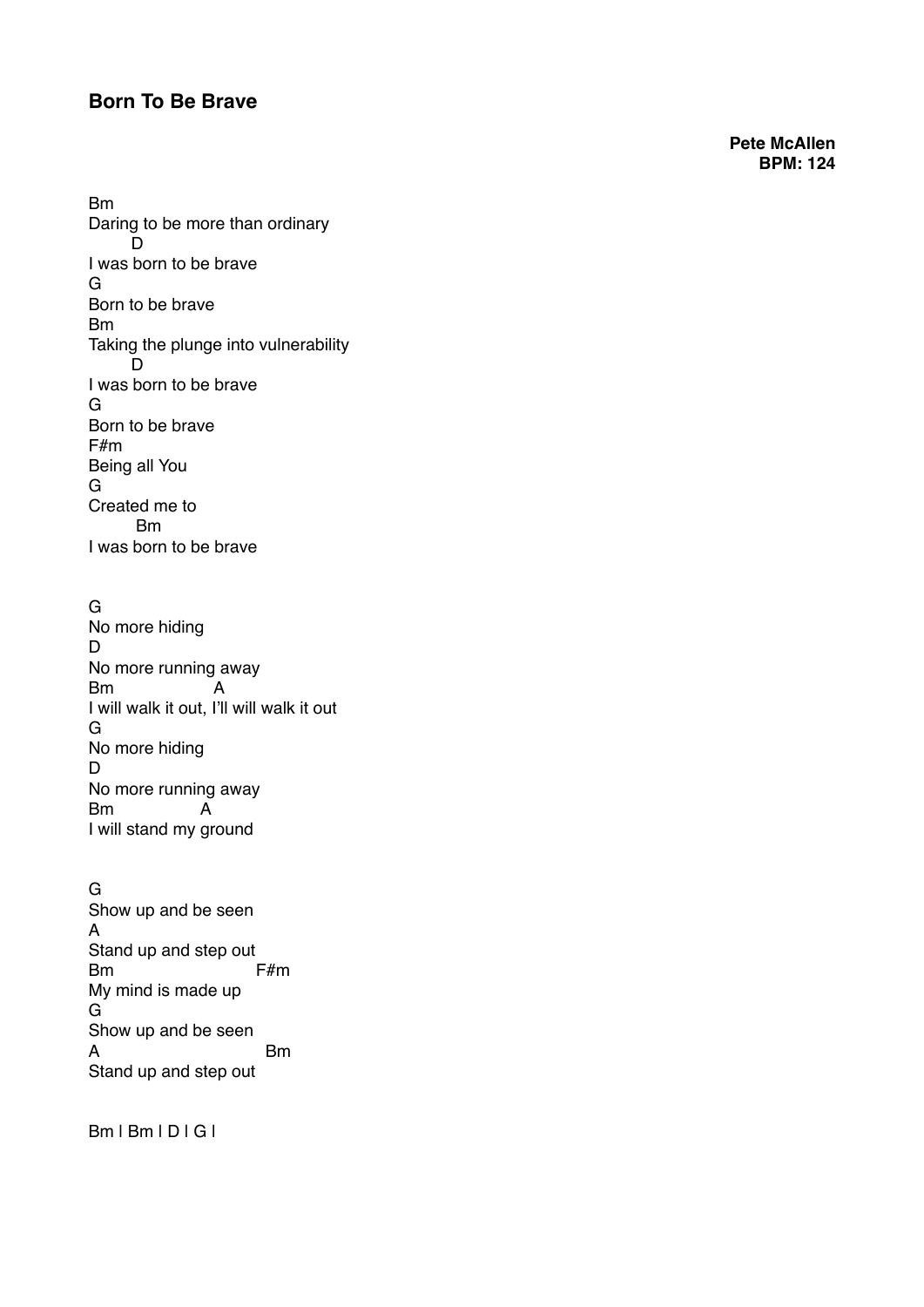# Born To Be Brave

**Pete McAllen**
**BPM: 124**

```
Bm
Daring to be more than ordinary
       D
I was born to be brave
G
Born to be brave
Bm
Taking the plunge into vulnerability
       D
I was born to be brave
G
Born to be brave
F#m
Being all You
G
Created me to
         Bm
I was born to be brave


G
No more hiding
D
No more running away
Bm              A
I will walk it out, I'll will walk it out
G
No more hiding
D
No more running away
Bm              A
I will stand my ground


G
Show up and be seen
A
Stand up and step out
Bm                    F#m
My mind is made up
G
Show up and be seen
A                     Bm
Stand up and step out


Bm | Bm | D | G |
```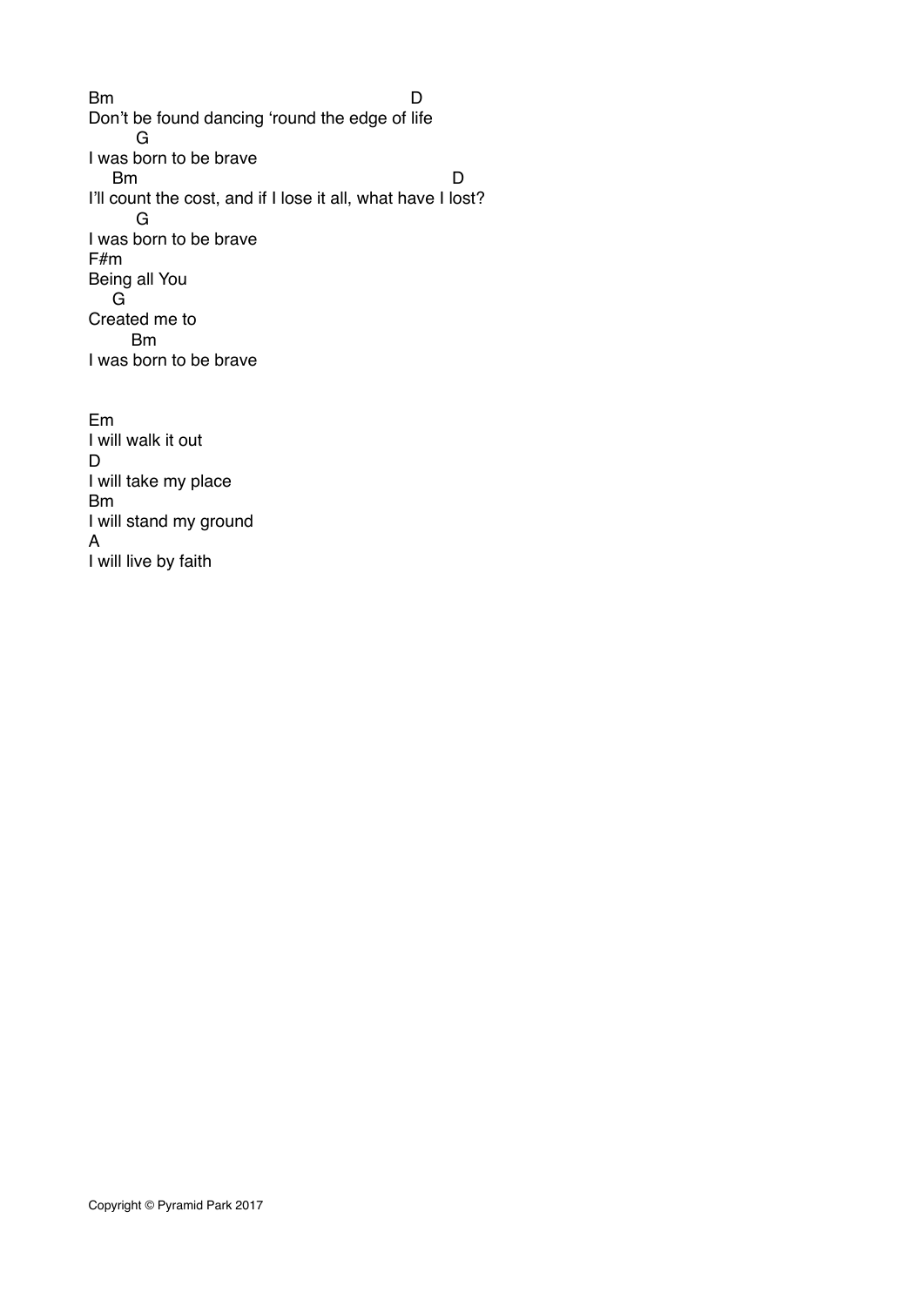```
Bm                                          D
Don't be found dancing 'round the edge of life
        G
I was born to be brave
    Bm                                          D
I'll count the cost, and if I lose it all, what have I lost?
        G
I was born to be brave
F#m
Being all You
    G
Created me to
       Bm
I was born to be brave


Em
I will walk it out
D
I will take my place
Bm
I will stand my ground
A
I will live by faith
```

Copyright © Pyramid Park 2017